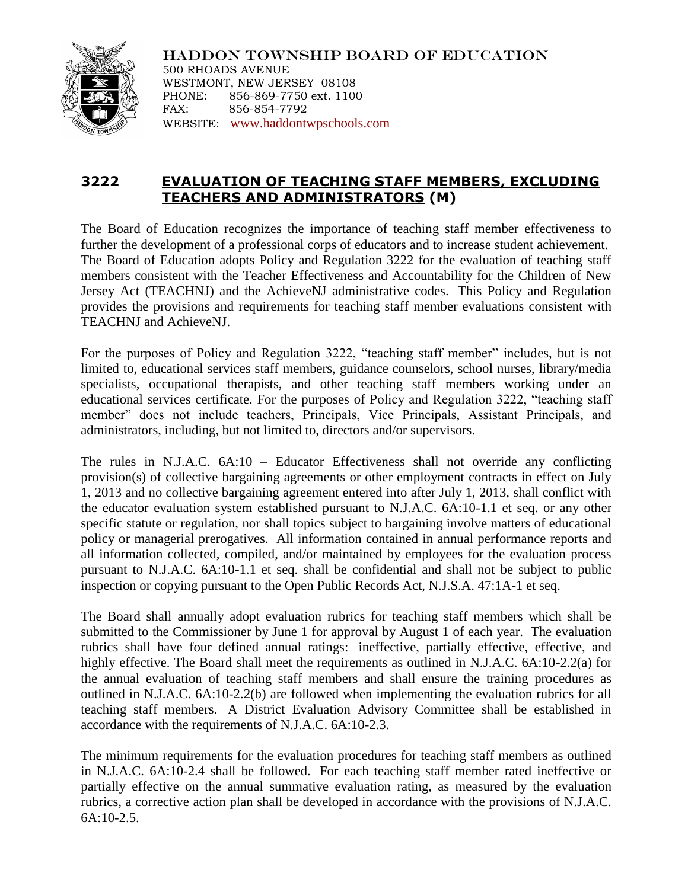HADDON TOWNSHIP BOARD OF EDUCATION
500 RHOADS AVENUE
WESTMONT, NEW JERSEY 08108
PHONE: 856-869-7750 ext. 1100
FAX: 856-854-7792
WEBSITE: www.haddontwpschools.com

# 3222 EVALUATION OF TEACHING STAFF MEMBERS, EXCLUDING TEACHERS AND ADMINISTRATORS (M)

The Board of Education recognizes the importance of teaching staff member effectiveness to further the development of a professional corps of educators and to increase student achievement. The Board of Education adopts Policy and Regulation 3222 for the evaluation of teaching staff members consistent with the Teacher Effectiveness and Accountability for the Children of New Jersey Act (TEACHNJ) and the AchieveNJ administrative codes. This Policy and Regulation provides the provisions and requirements for teaching staff member evaluations consistent with TEACHNJ and AchieveNJ.

For the purposes of Policy and Regulation 3222, "teaching staff member" includes, but is not limited to, educational services staff members, guidance counselors, school nurses, library/media specialists, occupational therapists, and other teaching staff members working under an educational services certificate. For the purposes of Policy and Regulation 3222, "teaching staff member" does not include teachers, Principals, Vice Principals, Assistant Principals, and administrators, including, but not limited to, directors and/or supervisors.

The rules in N.J.A.C. 6A:10 – Educator Effectiveness shall not override any conflicting provision(s) of collective bargaining agreements or other employment contracts in effect on July 1, 2013 and no collective bargaining agreement entered into after July 1, 2013, shall conflict with the educator evaluation system established pursuant to N.J.A.C. 6A:10-1.1 et seq. or any other specific statute or regulation, nor shall topics subject to bargaining involve matters of educational policy or managerial prerogatives. All information contained in annual performance reports and all information collected, compiled, and/or maintained by employees for the evaluation process pursuant to N.J.A.C. 6A:10-1.1 et seq. shall be confidential and shall not be subject to public inspection or copying pursuant to the Open Public Records Act, N.J.S.A. 47:1A-1 et seq.

The Board shall annually adopt evaluation rubrics for teaching staff members which shall be submitted to the Commissioner by June 1 for approval by August 1 of each year. The evaluation rubrics shall have four defined annual ratings: ineffective, partially effective, effective, and highly effective. The Board shall meet the requirements as outlined in N.J.A.C. 6A:10-2.2(a) for the annual evaluation of teaching staff members and shall ensure the training procedures as outlined in N.J.A.C. 6A:10-2.2(b) are followed when implementing the evaluation rubrics for all teaching staff members. A District Evaluation Advisory Committee shall be established in accordance with the requirements of N.J.A.C. 6A:10-2.3.

The minimum requirements for the evaluation procedures for teaching staff members as outlined in N.J.A.C. 6A:10-2.4 shall be followed. For each teaching staff member rated ineffective or partially effective on the annual summative evaluation rating, as measured by the evaluation rubrics, a corrective action plan shall be developed in accordance with the provisions of N.J.A.C. 6A:10-2.5.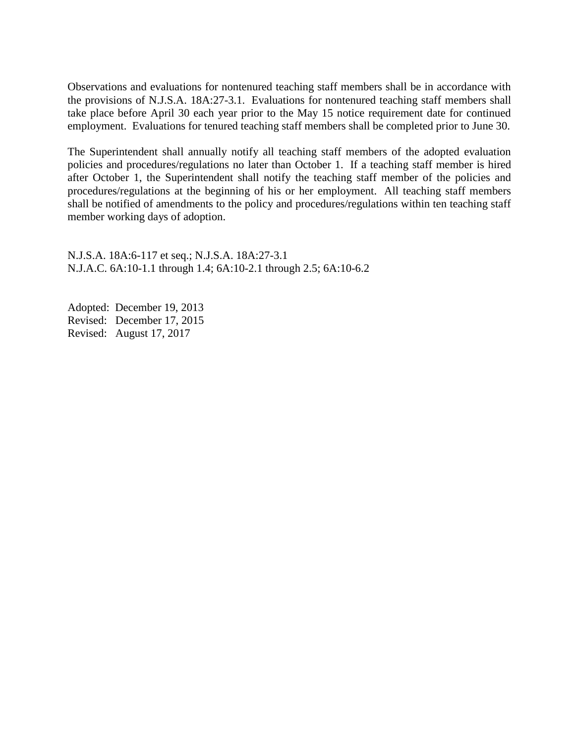Observations and evaluations for nontenured teaching staff members shall be in accordance with the provisions of N.J.S.A. 18A:27-3.1. Evaluations for nontenured teaching staff members shall take place before April 30 each year prior to the May 15 notice requirement date for continued employment. Evaluations for tenured teaching staff members shall be completed prior to June 30.

The Superintendent shall annually notify all teaching staff members of the adopted evaluation policies and procedures/regulations no later than October 1. If a teaching staff member is hired after October 1, the Superintendent shall notify the teaching staff member of the policies and procedures/regulations at the beginning of his or her employment. All teaching staff members shall be notified of amendments to the policy and procedures/regulations within ten teaching staff member working days of adoption.

N.J.S.A. 18A:6-117 et seq.; N.J.S.A. 18A:27-3.1
N.J.A.C. 6A:10-1.1 through 1.4; 6A:10-2.1 through 2.5; 6A:10-6.2

Adopted: December 19, 2013
Revised: December 17, 2015
Revised: August 17, 2017